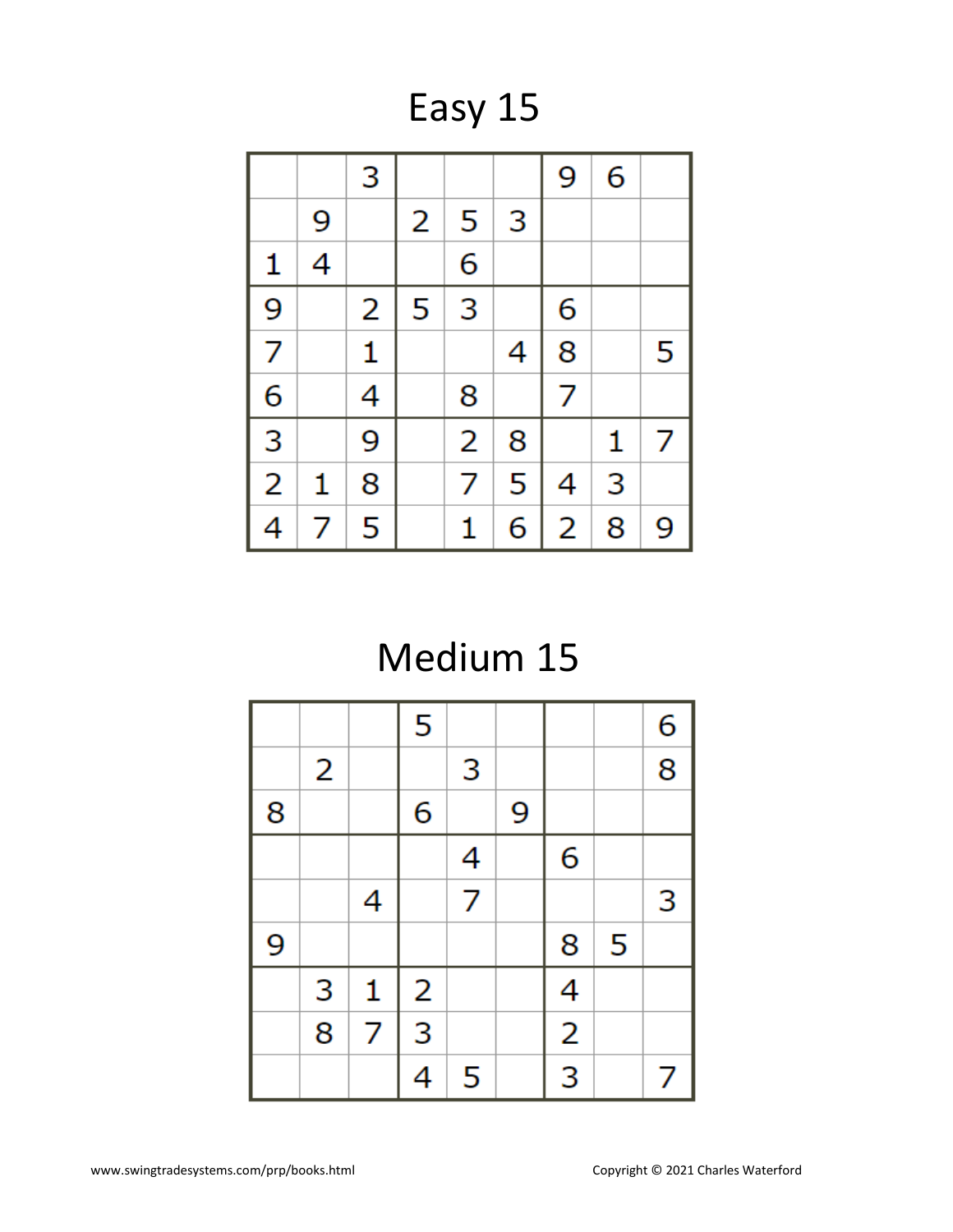# Easy 15

| | | | | | | | | |
|---|---|---|---|---|---|---|---|---|
| | | 3 | | | | 9 | 6 | |
| | 9 | | 2 | 5 | 3 | | | |
| 1 | 4 | | | 6 | | | | |
| 9 | | 2 | 5 | 3 | | 6 | | |
| 7 | | 1 | | | 4 | 8 | | 5 |
| 6 | | 4 | | 8 | | 7 | | |
| 3 | | 9 | | 2 | 8 | | 1 | 7 |
| 2 | 1 | 8 | | 7 | 5 | 4 | 3 | |
| 4 | 7 | 5 | | 1 | 6 | 2 | 8 | 9 |

# Medium 15

| | | | | | | | | |
|---|---|---|---|---|---|---|---|---|
| | | | 5 | | | | | 6 |
| | 2 | | | 3 | | | | 8 |
| 8 | | | 6 | | 9 | | | |
| | | | | 4 | | 6 | | |
| | | 4 | | 7 | | | | 3 |
| 9 | | | | | | 8 | 5 | |
| | 3 | 1 | 2 | | | 4 | | |
| | 8 | 7 | 3 | | | 2 | | |
| | | | 4 | 5 | | 3 | | 7 |

www.swingtradesystems.com/prp/books.html

Copyright © 2021 Charles Waterford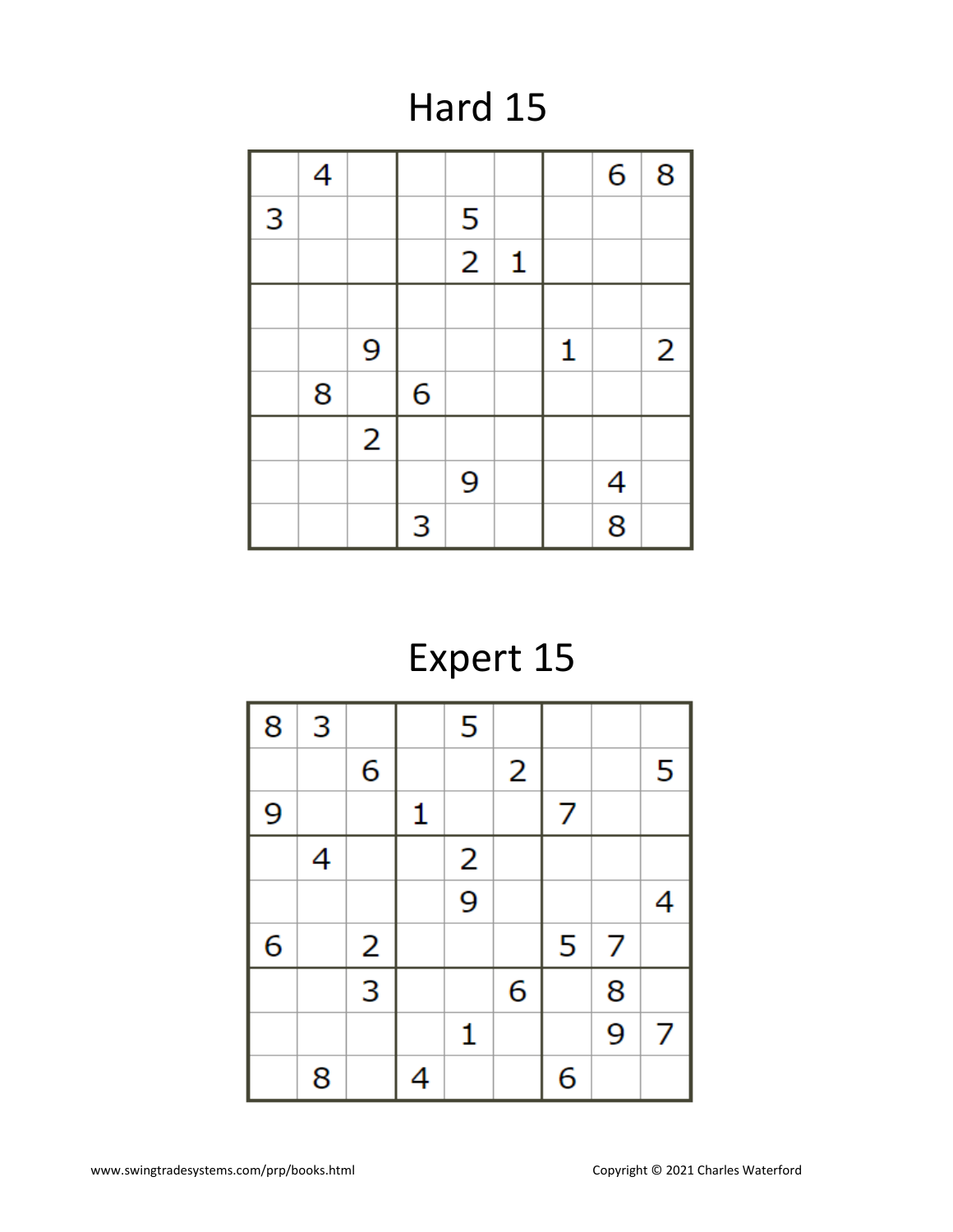# Hard 15

| | | | | | | | | |
|---|---|---|---|---|---|---|---|---|
| | 4 | | | | | | 6 | 8 |
| 3 | | | | 5 | | | | |
| | | | | 2 | 1 | | | |
| | | | | | | | | |
| | | 9 | | | | 1 | | 2 |
| | 8 | | 6 | | | | | |
| | | 2 | | | | | | |
| | | | | 9 | | | 4 | |
| | | | 3 | | | | 8 | |

# Expert 15

| | | | | | | | | |
|---|---|---|---|---|---|---|---|---|
| 8 | 3 | | | 5 | | | | |
| | | 6 | | | 2 | | | 5 |
| 9 | | | 1 | | | 7 | | |
| | 4 | | | 2 | | | | |
| | | | | 9 | | | | 4 |
| 6 | | 2 | | | | 5 | 7 | |
| | | 3 | | | 6 | | 8 | |
| | | | | 1 | | | 9 | 7 |
| | 8 | | 4 | | | 6 | | |

www.swingtradesystems.com/prp/books.html

Copyright © 2021 Charles Waterford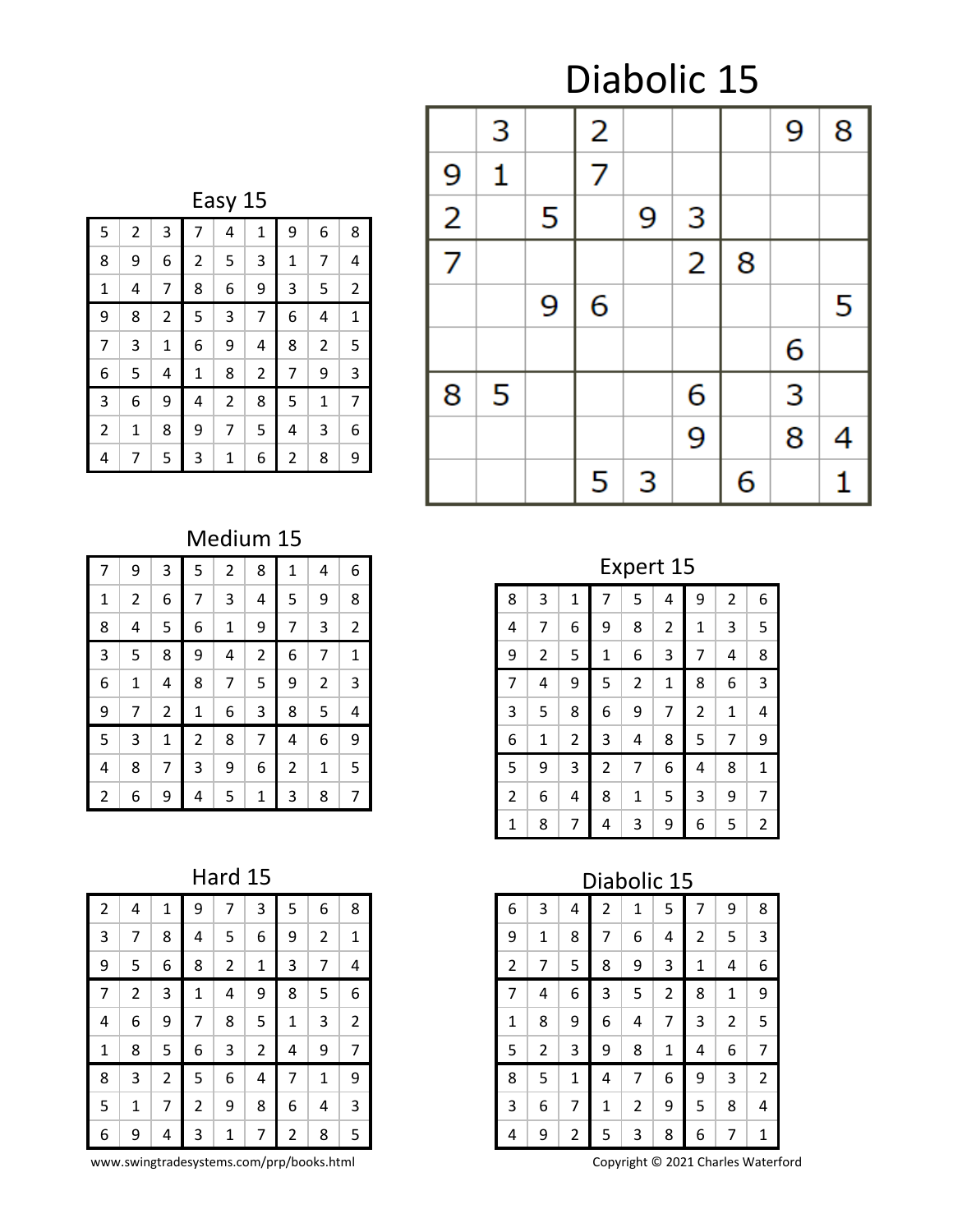# Diabolic 15

| | | | | | | | | |
|---|---|---|---|---|---|---|---|---|
| | 3 | | 2 | | | | 9 | 8 |
| 9 | 1 | | 7 | | | | | |
| 2 | | 5 | | 9 | 3 | | | |
| 7 | | | | | 2 | 8 | | |
| | | 9 | 6 | | | | | 5 |
| | | | | | | | 6 | |
| 8 | 5 | | | | 6 | | 3 | |
| | | | | | 9 | | 8 | 4 |
| | | | 5 | 3 | | 6 | | 1 |

## Easy 15

| | | | | | | | | |
|---|---|---|---|---|---|---|---|---|
| 5 | 2 | 3 | 7 | 4 | 1 | 9 | 6 | 8 |
| 8 | 9 | 6 | 2 | 5 | 3 | 1 | 7 | 4 |
| 1 | 4 | 7 | 8 | 6 | 9 | 3 | 5 | 2 |
| 9 | 8 | 2 | 5 | 3 | 7 | 6 | 4 | 1 |
| 7 | 3 | 1 | 6 | 9 | 4 | 8 | 2 | 5 |
| 6 | 5 | 4 | 1 | 8 | 2 | 7 | 9 | 3 |
| 3 | 6 | 9 | 4 | 2 | 8 | 5 | 1 | 7 |
| 2 | 1 | 8 | 9 | 7 | 5 | 4 | 3 | 6 |
| 4 | 7 | 5 | 3 | 1 | 6 | 2 | 8 | 9 |

## Medium 15

| | | | | | | | | |
|---|---|---|---|---|---|---|---|---|
| 7 | 9 | 3 | 5 | 2 | 8 | 1 | 4 | 6 |
| 1 | 2 | 6 | 7 | 3 | 4 | 5 | 9 | 8 |
| 8 | 4 | 5 | 6 | 1 | 9 | 7 | 3 | 2 |
| 3 | 5 | 8 | 9 | 4 | 2 | 6 | 7 | 1 |
| 6 | 1 | 4 | 8 | 7 | 5 | 9 | 2 | 3 |
| 9 | 7 | 2 | 1 | 6 | 3 | 8 | 5 | 4 |
| 5 | 3 | 1 | 2 | 8 | 7 | 4 | 6 | 9 |
| 4 | 8 | 7 | 3 | 9 | 6 | 2 | 1 | 5 |
| 2 | 6 | 9 | 4 | 5 | 1 | 3 | 8 | 7 |

## Expert 15

| | | | | | | | | |
|---|---|---|---|---|---|---|---|---|
| 8 | 3 | 1 | 7 | 5 | 4 | 9 | 2 | 6 |
| 4 | 7 | 6 | 9 | 8 | 2 | 1 | 3 | 5 |
| 9 | 2 | 5 | 1 | 6 | 3 | 7 | 4 | 8 |
| 7 | 4 | 9 | 5 | 2 | 1 | 8 | 6 | 3 |
| 3 | 5 | 8 | 6 | 9 | 7 | 2 | 1 | 4 |
| 6 | 1 | 2 | 3 | 4 | 8 | 5 | 7 | 9 |
| 5 | 9 | 3 | 2 | 7 | 6 | 4 | 8 | 1 |
| 2 | 6 | 4 | 8 | 1 | 5 | 3 | 9 | 7 |
| 1 | 8 | 7 | 4 | 3 | 9 | 6 | 5 | 2 |

## Hard 15

| | | | | | | | | |
|---|---|---|---|---|---|---|---|---|
| 2 | 4 | 1 | 9 | 7 | 3 | 5 | 6 | 8 |
| 3 | 7 | 8 | 4 | 5 | 6 | 9 | 2 | 1 |
| 9 | 5 | 6 | 8 | 2 | 1 | 3 | 7 | 4 |
| 7 | 2 | 3 | 1 | 4 | 9 | 8 | 5 | 6 |
| 4 | 6 | 9 | 7 | 8 | 5 | 1 | 3 | 2 |
| 1 | 8 | 5 | 6 | 3 | 2 | 4 | 9 | 7 |
| 8 | 3 | 2 | 5 | 6 | 4 | 7 | 1 | 9 |
| 5 | 1 | 7 | 2 | 9 | 8 | 6 | 4 | 3 |
| 6 | 9 | 4 | 3 | 1 | 7 | 2 | 8 | 5 |

## Diabolic 15

| | | | | | | | | |
|---|---|---|---|---|---|---|---|---|
| 6 | 3 | 4 | 2 | 1 | 5 | 7 | 9 | 8 |
| 9 | 1 | 8 | 7 | 6 | 4 | 2 | 5 | 3 |
| 2 | 7 | 5 | 8 | 9 | 3 | 1 | 4 | 6 |
| 7 | 4 | 6 | 3 | 5 | 2 | 8 | 1 | 9 |
| 1 | 8 | 9 | 6 | 4 | 7 | 3 | 2 | 5 |
| 5 | 2 | 3 | 9 | 8 | 1 | 4 | 6 | 7 |
| 8 | 5 | 1 | 4 | 7 | 6 | 9 | 3 | 2 |
| 3 | 6 | 7 | 1 | 2 | 9 | 5 | 8 | 4 |
| 4 | 9 | 2 | 5 | 3 | 8 | 6 | 7 | 1 |

www.swingtradesystems.com/prp/books.html

Copyright © 2021 Charles Waterford